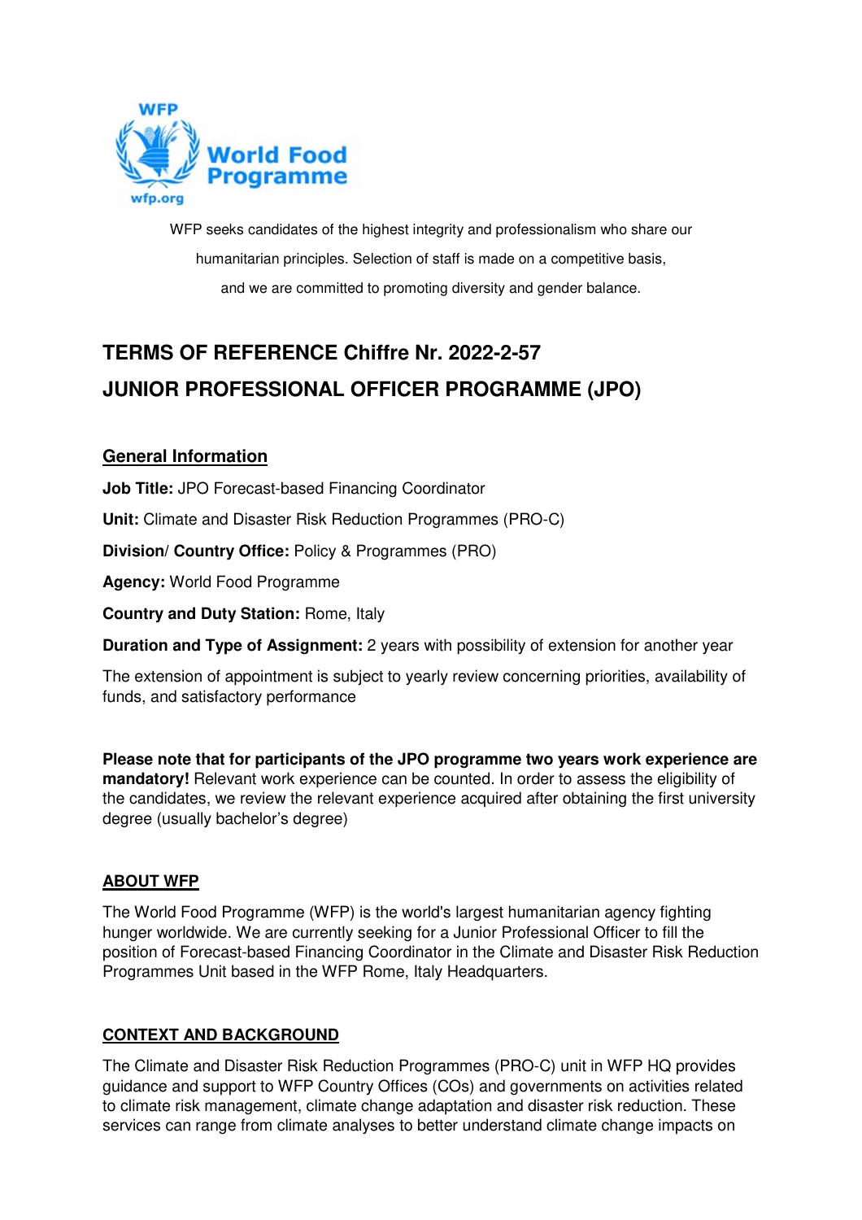WFP seeks candidates of the highest integrity and professionalism who share our humanitarian principles. Selection of staff is made on a competitive basis, and we are committed to promoting diversity and gender balance.

# TERMS OF REFERENCE Chiffre Nr. 2022-2-57
# JUNIOR PROFESSIONAL OFFICER PROGRAMME (JPO)

## General Information

**Job Title:** JPO Forecast-based Financing Coordinator

**Unit:** Climate and Disaster Risk Reduction Programmes (PRO-C)

**Division/ Country Office:** Policy & Programmes (PRO)

**Agency:** World Food Programme

**Country and Duty Station:** Rome, Italy

**Duration and Type of Assignment:** 2 years with possibility of extension for another year

The extension of appointment is subject to yearly review concerning priorities, availability of funds, and satisfactory performance

**Please note that for participants of the JPO programme two years work experience are mandatory!** Relevant work experience can be counted. In order to assess the eligibility of the candidates, we review the relevant experience acquired after obtaining the first university degree (usually bachelor's degree)

## ABOUT WFP

The World Food Programme (WFP) is the world's largest humanitarian agency fighting hunger worldwide. We are currently seeking for a Junior Professional Officer to fill the position of Forecast-based Financing Coordinator in the Climate and Disaster Risk Reduction Programmes Unit based in the WFP Rome, Italy Headquarters.

## CONTEXT AND BACKGROUND

The Climate and Disaster Risk Reduction Programmes (PRO-C) unit in WFP HQ provides guidance and support to WFP Country Offices (COs) and governments on activities related to climate risk management, climate change adaptation and disaster risk reduction. These services can range from climate analyses to better understand climate change impacts on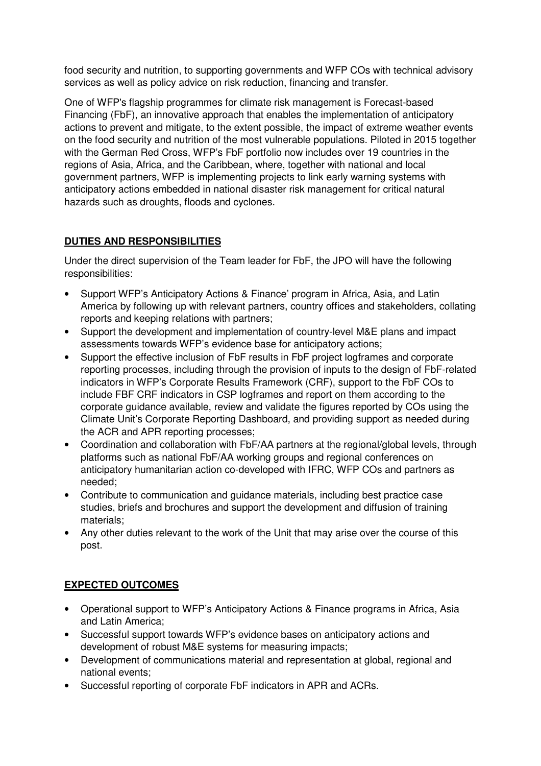food security and nutrition, to supporting governments and WFP COs with technical advisory services as well as policy advice on risk reduction, financing and transfer.

One of WFP's flagship programmes for climate risk management is Forecast-based Financing (FbF), an innovative approach that enables the implementation of anticipatory actions to prevent and mitigate, to the extent possible, the impact of extreme weather events on the food security and nutrition of the most vulnerable populations. Piloted in 2015 together with the German Red Cross, WFP's FbF portfolio now includes over 19 countries in the regions of Asia, Africa, and the Caribbean, where, together with national and local government partners, WFP is implementing projects to link early warning systems with anticipatory actions embedded in national disaster risk management for critical natural hazards such as droughts, floods and cyclones.

## DUTIES AND RESPONSIBILITIES

Under the direct supervision of the Team leader for FbF, the JPO will have the following responsibilities:

- Support WFP's Anticipatory Actions & Finance' program in Africa, Asia, and Latin America by following up with relevant partners, country offices and stakeholders, collating reports and keeping relations with partners;
- Support the development and implementation of country-level M&E plans and impact assessments towards WFP's evidence base for anticipatory actions;
- Support the effective inclusion of FbF results in FbF project logframes and corporate reporting processes, including through the provision of inputs to the design of FbF-related indicators in WFP's Corporate Results Framework (CRF), support to the FbF COs to include FBF CRF indicators in CSP logframes and report on them according to the corporate guidance available, review and validate the figures reported by COs using the Climate Unit's Corporate Reporting Dashboard, and providing support as needed during the ACR and APR reporting processes;
- Coordination and collaboration with FbF/AA partners at the regional/global levels, through platforms such as national FbF/AA working groups and regional conferences on anticipatory humanitarian action co-developed with IFRC, WFP COs and partners as needed;
- Contribute to communication and guidance materials, including best practice case studies, briefs and brochures and support the development and diffusion of training materials;
- Any other duties relevant to the work of the Unit that may arise over the course of this post.

## EXPECTED OUTCOMES

- Operational support to WFP's Anticipatory Actions & Finance programs in Africa, Asia and Latin America;
- Successful support towards WFP's evidence bases on anticipatory actions and development of robust M&E systems for measuring impacts;
- Development of communications material and representation at global, regional and national events;
- Successful reporting of corporate FbF indicators in APR and ACRs.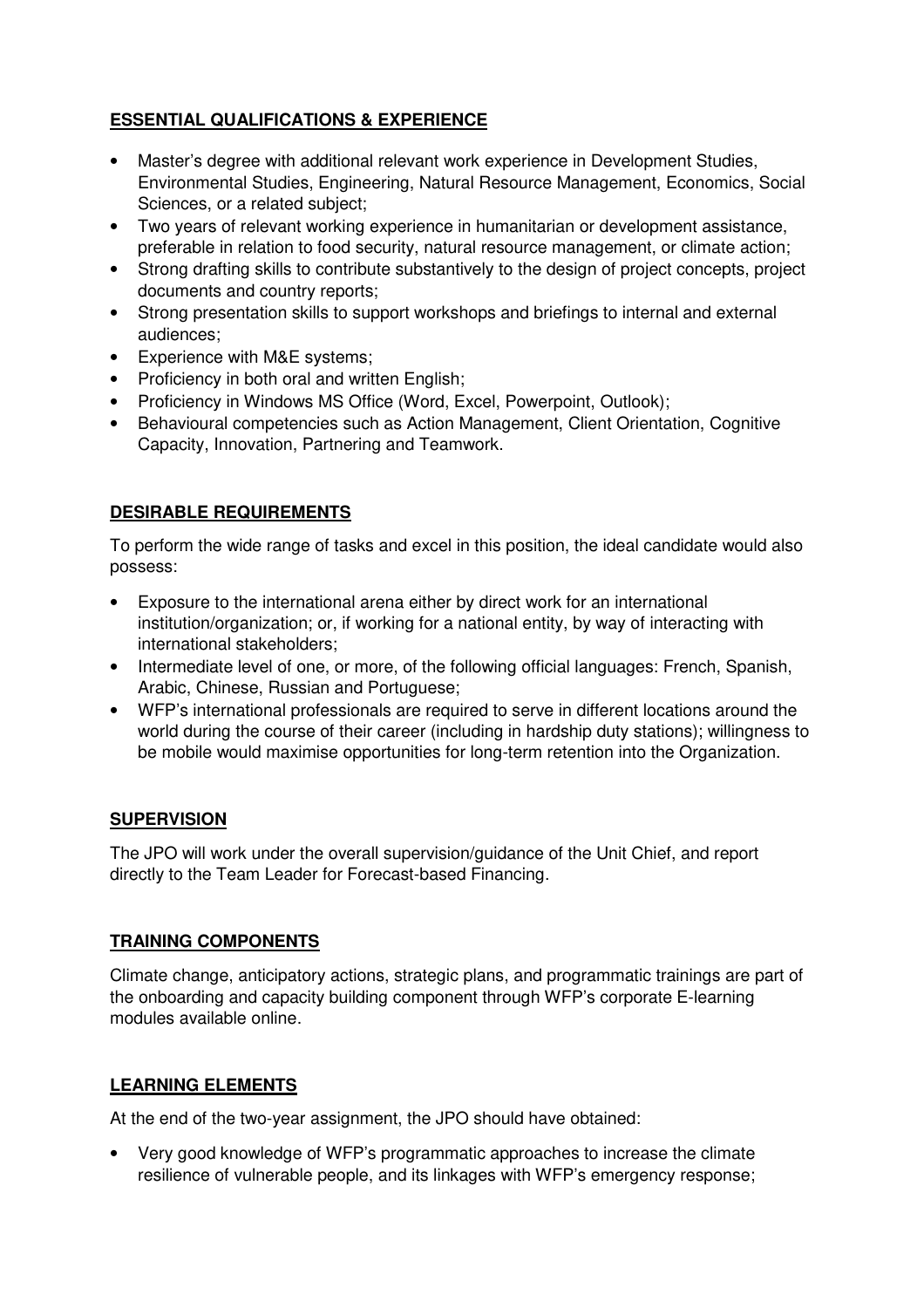## ESSENTIAL QUALIFICATIONS & EXPERIENCE

- Master's degree with additional relevant work experience in Development Studies, Environmental Studies, Engineering, Natural Resource Management, Economics, Social Sciences, or a related subject;
- Two years of relevant working experience in humanitarian or development assistance, preferable in relation to food security, natural resource management, or climate action;
- Strong drafting skills to contribute substantively to the design of project concepts, project documents and country reports;
- Strong presentation skills to support workshops and briefings to internal and external audiences;
- Experience with M&E systems;
- Proficiency in both oral and written English;
- Proficiency in Windows MS Office (Word, Excel, Powerpoint, Outlook);
- Behavioural competencies such as Action Management, Client Orientation, Cognitive Capacity, Innovation, Partnering and Teamwork.

## DESIRABLE REQUIREMENTS

To perform the wide range of tasks and excel in this position, the ideal candidate would also possess:

- Exposure to the international arena either by direct work for an international institution/organization; or, if working for a national entity, by way of interacting with international stakeholders;
- Intermediate level of one, or more, of the following official languages: French, Spanish, Arabic, Chinese, Russian and Portuguese;
- WFP's international professionals are required to serve in different locations around the world during the course of their career (including in hardship duty stations); willingness to be mobile would maximise opportunities for long-term retention into the Organization.

## SUPERVISION

The JPO will work under the overall supervision/guidance of the Unit Chief, and report directly to the Team Leader for Forecast-based Financing.

## TRAINING COMPONENTS

Climate change, anticipatory actions, strategic plans, and programmatic trainings are part of the onboarding and capacity building component through WFP's corporate E-learning modules available online.

## LEARNING ELEMENTS

At the end of the two-year assignment, the JPO should have obtained:

- Very good knowledge of WFP's programmatic approaches to increase the climate resilience of vulnerable people, and its linkages with WFP's emergency response;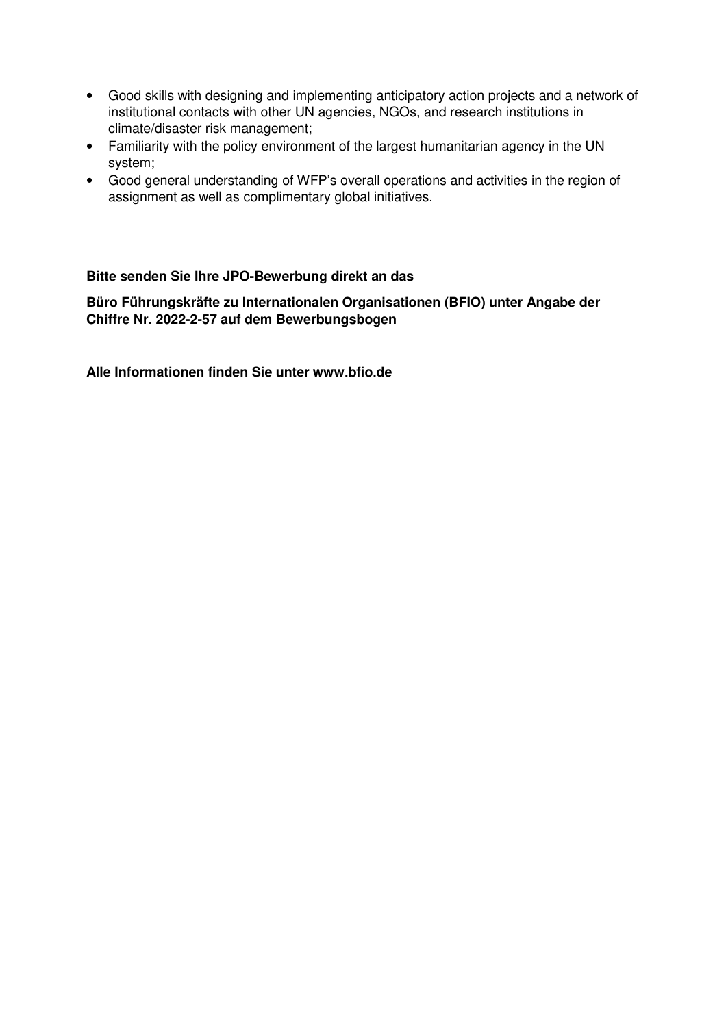- Good skills with designing and implementing anticipatory action projects and a network of institutional contacts with other UN agencies, NGOs, and research institutions in climate/disaster risk management;
- Familiarity with the policy environment of the largest humanitarian agency in the UN system;
- Good general understanding of WFP's overall operations and activities in the region of assignment as well as complimentary global initiatives.

**Bitte senden Sie Ihre JPO-Bewerbung direkt an das**

**Büro Führungskräfte zu Internationalen Organisationen (BFIO) unter Angabe der Chiffre Nr. 2022-2-57 auf dem Bewerbungsbogen**

**Alle Informationen finden Sie unter www.bfio.de**